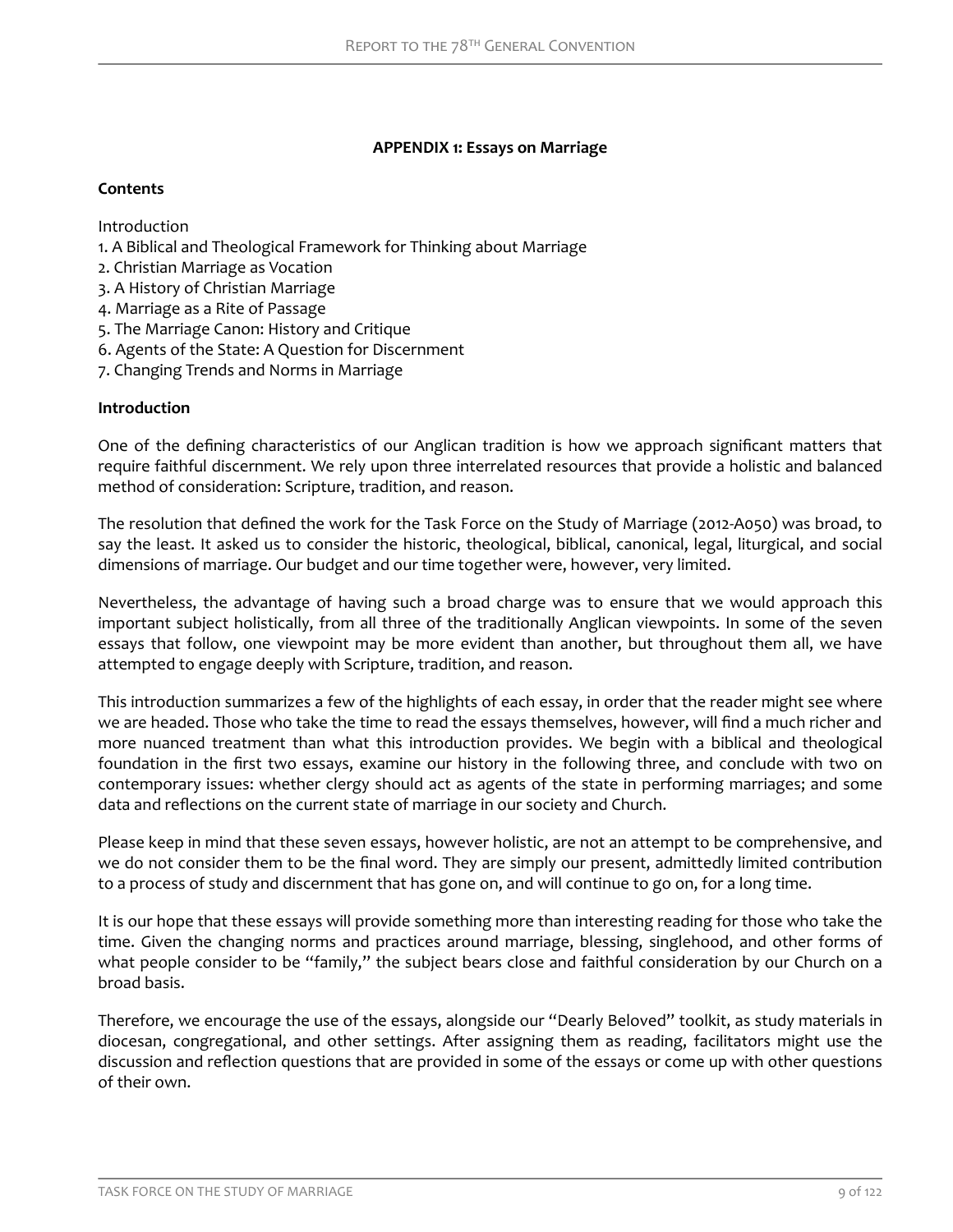# APPENDIX 1: Essays on Marriage

**Contents**

Introduction
1. A Biblical and Theological Framework for Thinking about Marriage
2. Christian Marriage as Vocation
3. A History of Christian Marriage
4. Marriage as a Rite of Passage
5. The Marriage Canon: History and Critique
6. Agents of the State: A Question for Discernment
7. Changing Trends and Norms in Marriage

**Introduction**

One of the defining characteristics of our Anglican tradition is how we approach significant matters that require faithful discernment. We rely upon three interrelated resources that provide a holistic and balanced method of consideration: Scripture, tradition, and reason.

The resolution that defined the work for the Task Force on the Study of Marriage (2012-A050) was broad, to say the least. It asked us to consider the historic, theological, biblical, canonical, legal, liturgical, and social dimensions of marriage. Our budget and our time together were, however, very limited.

Nevertheless, the advantage of having such a broad charge was to ensure that we would approach this important subject holistically, from all three of the traditionally Anglican viewpoints. In some of the seven essays that follow, one viewpoint may be more evident than another, but throughout them all, we have attempted to engage deeply with Scripture, tradition, and reason.

This introduction summarizes a few of the highlights of each essay, in order that the reader might see where we are headed. Those who take the time to read the essays themselves, however, will find a much richer and more nuanced treatment than what this introduction provides. We begin with a biblical and theological foundation in the first two essays, examine our history in the following three, and conclude with two on contemporary issues: whether clergy should act as agents of the state in performing marriages; and some data and reflections on the current state of marriage in our society and Church.

Please keep in mind that these seven essays, however holistic, are not an attempt to be comprehensive, and we do not consider them to be the final word. They are simply our present, admittedly limited contribution to a process of study and discernment that has gone on, and will continue to go on, for a long time.

It is our hope that these essays will provide something more than interesting reading for those who take the time. Given the changing norms and practices around marriage, blessing, singlehood, and other forms of what people consider to be "family," the subject bears close and faithful consideration by our Church on a broad basis.

Therefore, we encourage the use of the essays, alongside our "Dearly Beloved" toolkit, as study materials in diocesan, congregational, and other settings. After assigning them as reading, facilitators might use the discussion and reflection questions that are provided in some of the essays or come up with other questions of their own.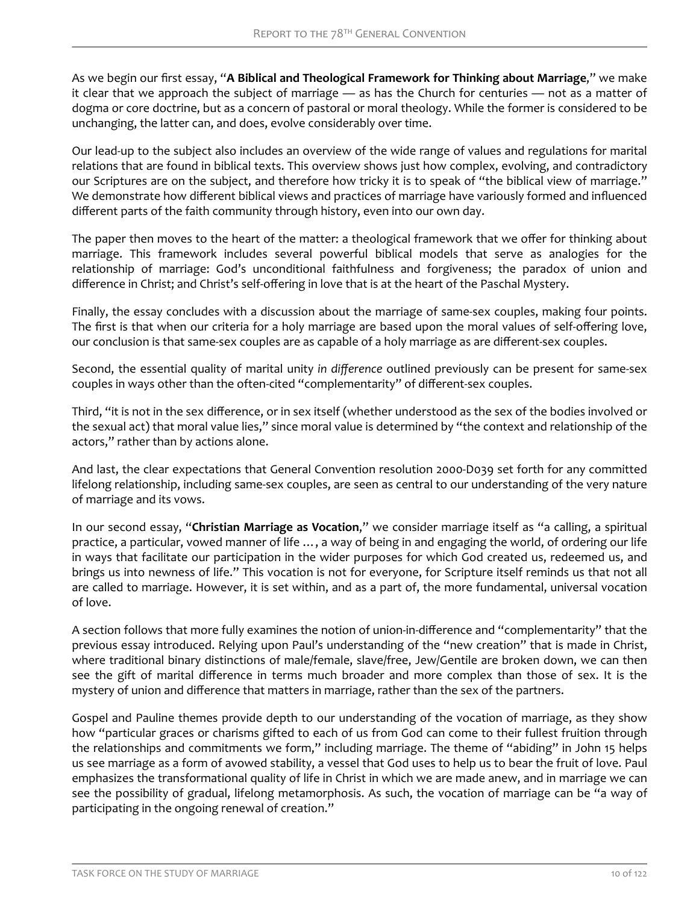As we begin our first essay, "**A Biblical and Theological Framework for Thinking about Marriage**," we make it clear that we approach the subject of marriage — as has the Church for centuries — not as a matter of dogma or core doctrine, but as a concern of pastoral or moral theology. While the former is considered to be unchanging, the latter can, and does, evolve considerably over time.

Our lead-up to the subject also includes an overview of the wide range of values and regulations for marital relations that are found in biblical texts. This overview shows just how complex, evolving, and contradictory our Scriptures are on the subject, and therefore how tricky it is to speak of "the biblical view of marriage." We demonstrate how different biblical views and practices of marriage have variously formed and influenced different parts of the faith community through history, even into our own day.

The paper then moves to the heart of the matter: a theological framework that we offer for thinking about marriage. This framework includes several powerful biblical models that serve as analogies for the relationship of marriage: God's unconditional faithfulness and forgiveness; the paradox of union and difference in Christ; and Christ's self-offering in love that is at the heart of the Paschal Mystery.

Finally, the essay concludes with a discussion about the marriage of same-sex couples, making four points. The first is that when our criteria for a holy marriage are based upon the moral values of self-offering love, our conclusion is that same-sex couples are as capable of a holy marriage as are different-sex couples.

Second, the essential quality of marital unity *in difference* outlined previously can be present for same-sex couples in ways other than the often-cited "complementarity" of different-sex couples.

Third, "it is not in the sex difference, or in sex itself (whether understood as the sex of the bodies involved or the sexual act) that moral value lies," since moral value is determined by "the context and relationship of the actors," rather than by actions alone.

And last, the clear expectations that General Convention resolution 2000-D039 set forth for any committed lifelong relationship, including same-sex couples, are seen as central to our understanding of the very nature of marriage and its vows.

In our second essay, "**Christian Marriage as Vocation**," we consider marriage itself as "a calling, a spiritual practice, a particular, vowed manner of life …, a way of being in and engaging the world, of ordering our life in ways that facilitate our participation in the wider purposes for which God created us, redeemed us, and brings us into newness of life." This vocation is not for everyone, for Scripture itself reminds us that not all are called to marriage. However, it is set within, and as a part of, the more fundamental, universal vocation of love.

A section follows that more fully examines the notion of union-in-difference and "complementarity" that the previous essay introduced. Relying upon Paul's understanding of the "new creation" that is made in Christ, where traditional binary distinctions of male/female, slave/free, Jew/Gentile are broken down, we can then see the gift of marital difference in terms much broader and more complex than those of sex. It is the mystery of union and difference that matters in marriage, rather than the sex of the partners.

Gospel and Pauline themes provide depth to our understanding of the vocation of marriage, as they show how "particular graces or charisms gifted to each of us from God can come to their fullest fruition through the relationships and commitments we form," including marriage. The theme of "abiding" in John 15 helps us see marriage as a form of avowed stability, a vessel that God uses to help us to bear the fruit of love. Paul emphasizes the transformational quality of life in Christ in which we are made anew, and in marriage we can see the possibility of gradual, lifelong metamorphosis. As such, the vocation of marriage can be "a way of participating in the ongoing renewal of creation."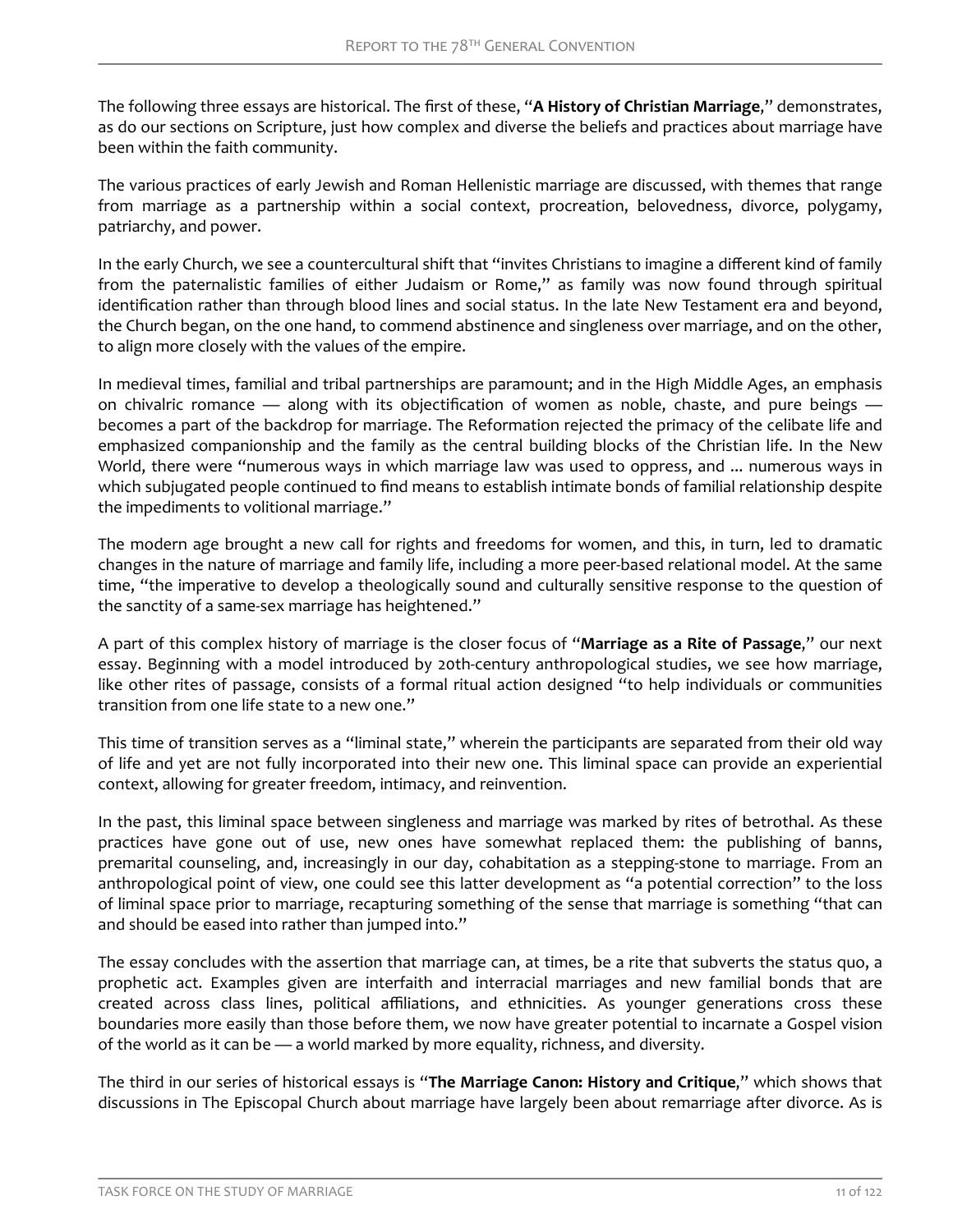The following three essays are historical. The first of these, "**A History of Christian Marriage**," demonstrates, as do our sections on Scripture, just how complex and diverse the beliefs and practices about marriage have been within the faith community.

The various practices of early Jewish and Roman Hellenistic marriage are discussed, with themes that range from marriage as a partnership within a social context, procreation, belovedness, divorce, polygamy, patriarchy, and power.

In the early Church, we see a countercultural shift that "invites Christians to imagine a different kind of family from the paternalistic families of either Judaism or Rome," as family was now found through spiritual identification rather than through blood lines and social status. In the late New Testament era and beyond, the Church began, on the one hand, to commend abstinence and singleness over marriage, and on the other, to align more closely with the values of the empire.

In medieval times, familial and tribal partnerships are paramount; and in the High Middle Ages, an emphasis on chivalric romance — along with its objectification of women as noble, chaste, and pure beings — becomes a part of the backdrop for marriage. The Reformation rejected the primacy of the celibate life and emphasized companionship and the family as the central building blocks of the Christian life. In the New World, there were "numerous ways in which marriage law was used to oppress, and ... numerous ways in which subjugated people continued to find means to establish intimate bonds of familial relationship despite the impediments to volitional marriage."

The modern age brought a new call for rights and freedoms for women, and this, in turn, led to dramatic changes in the nature of marriage and family life, including a more peer-based relational model. At the same time, "the imperative to develop a theologically sound and culturally sensitive response to the question of the sanctity of a same-sex marriage has heightened."

A part of this complex history of marriage is the closer focus of "**Marriage as a Rite of Passage**," our next essay. Beginning with a model introduced by 20th-century anthropological studies, we see how marriage, like other rites of passage, consists of a formal ritual action designed "to help individuals or communities transition from one life state to a new one."

This time of transition serves as a "liminal state," wherein the participants are separated from their old way of life and yet are not fully incorporated into their new one. This liminal space can provide an experiential context, allowing for greater freedom, intimacy, and reinvention.

In the past, this liminal space between singleness and marriage was marked by rites of betrothal. As these practices have gone out of use, new ones have somewhat replaced them: the publishing of banns, premarital counseling, and, increasingly in our day, cohabitation as a stepping-stone to marriage. From an anthropological point of view, one could see this latter development as "a potential correction" to the loss of liminal space prior to marriage, recapturing something of the sense that marriage is something "that can and should be eased into rather than jumped into."

The essay concludes with the assertion that marriage can, at times, be a rite that subverts the status quo, a prophetic act. Examples given are interfaith and interracial marriages and new familial bonds that are created across class lines, political affiliations, and ethnicities. As younger generations cross these boundaries more easily than those before them, we now have greater potential to incarnate a Gospel vision of the world as it can be — a world marked by more equality, richness, and diversity.

The third in our series of historical essays is "**The Marriage Canon: History and Critique**," which shows that discussions in The Episcopal Church about marriage have largely been about remarriage after divorce. As is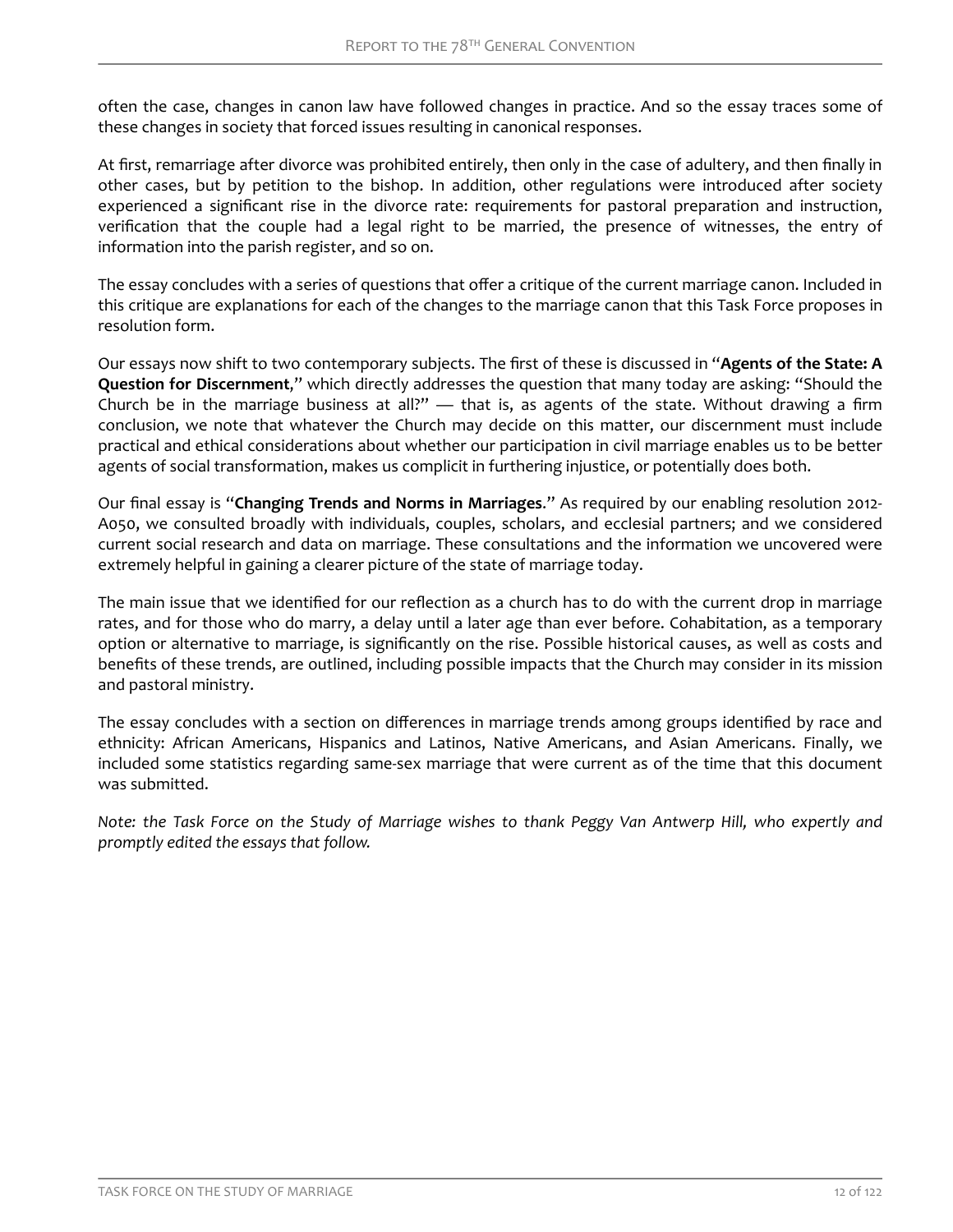often the case, changes in canon law have followed changes in practice. And so the essay traces some of these changes in society that forced issues resulting in canonical responses.

At first, remarriage after divorce was prohibited entirely, then only in the case of adultery, and then finally in other cases, but by petition to the bishop. In addition, other regulations were introduced after society experienced a significant rise in the divorce rate: requirements for pastoral preparation and instruction, verification that the couple had a legal right to be married, the presence of witnesses, the entry of information into the parish register, and so on.

The essay concludes with a series of questions that offer a critique of the current marriage canon. Included in this critique are explanations for each of the changes to the marriage canon that this Task Force proposes in resolution form.

Our essays now shift to two contemporary subjects. The first of these is discussed in "**Agents of the State: A Question for Discernment**," which directly addresses the question that many today are asking: "Should the Church be in the marriage business at all?" — that is, as agents of the state. Without drawing a firm conclusion, we note that whatever the Church may decide on this matter, our discernment must include practical and ethical considerations about whether our participation in civil marriage enables us to be better agents of social transformation, makes us complicit in furthering injustice, or potentially does both.

Our final essay is "**Changing Trends and Norms in Marriages**." As required by our enabling resolution 2012-A050, we consulted broadly with individuals, couples, scholars, and ecclesial partners; and we considered current social research and data on marriage. These consultations and the information we uncovered were extremely helpful in gaining a clearer picture of the state of marriage today.

The main issue that we identified for our reflection as a church has to do with the current drop in marriage rates, and for those who do marry, a delay until a later age than ever before. Cohabitation, as a temporary option or alternative to marriage, is significantly on the rise. Possible historical causes, as well as costs and benefits of these trends, are outlined, including possible impacts that the Church may consider in its mission and pastoral ministry.

The essay concludes with a section on differences in marriage trends among groups identified by race and ethnicity: African Americans, Hispanics and Latinos, Native Americans, and Asian Americans. Finally, we included some statistics regarding same-sex marriage that were current as of the time that this document was submitted.

*Note: the Task Force on the Study of Marriage wishes to thank Peggy Van Antwerp Hill, who expertly and promptly edited the essays that follow.*